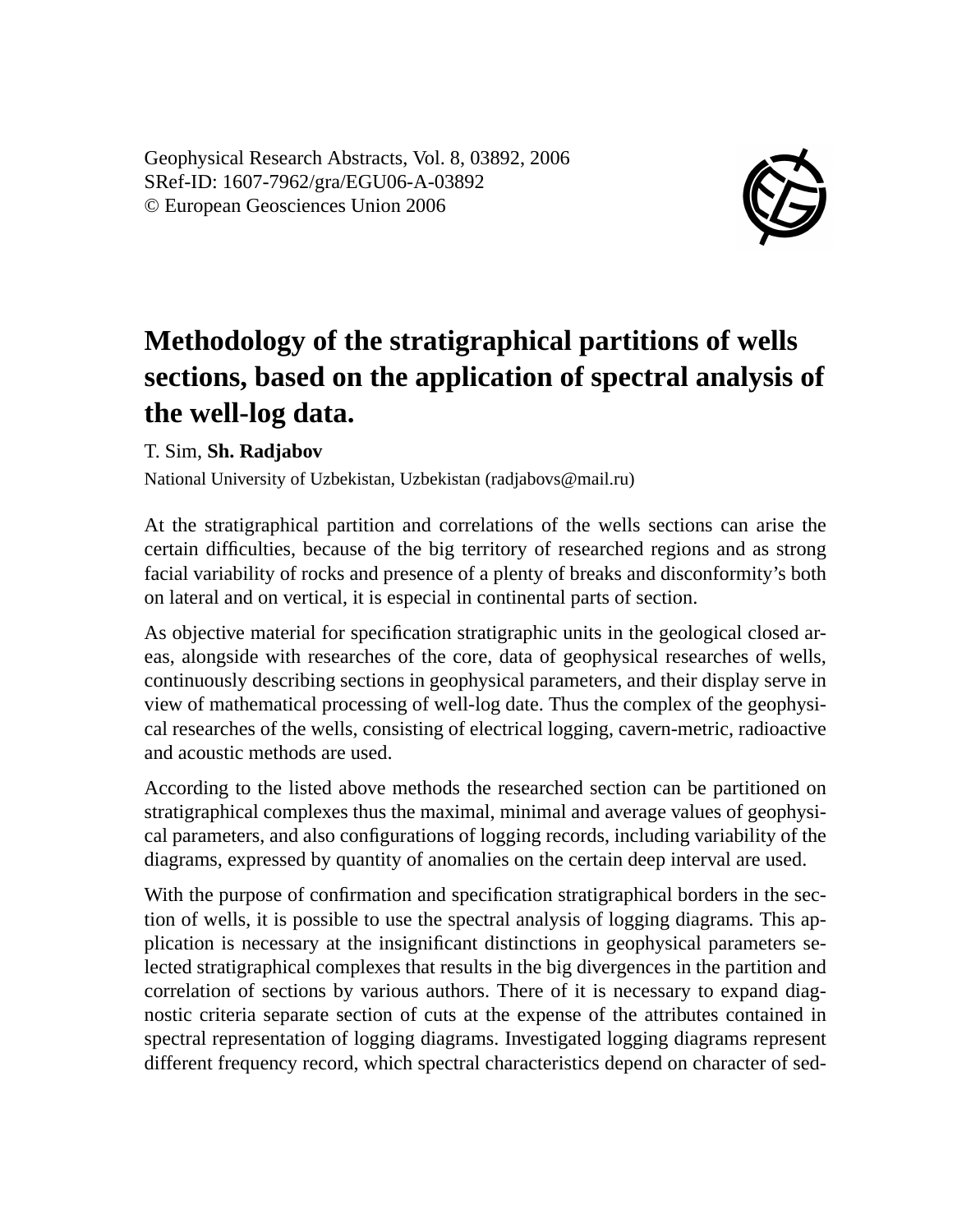Geophysical Research Abstracts, Vol. 8, 03892, 2006
SRef-ID: 1607-7962/gra/EGU06-A-03892
© European Geosciences Union 2006

# Methodology of the stratigraphical partitions of wells sections, based on the application of spectral analysis of the well-log data.

T. Sim, **Sh. Radjabov**

National University of Uzbekistan, Uzbekistan (radjabovs@mail.ru)

At the stratigraphical partition and correlations of the wells sections can arise the certain difficulties, because of the big territory of researched regions and as strong facial variability of rocks and presence of a plenty of breaks and disconformity's both on lateral and on vertical, it is especial in continental parts of section.

As objective material for specification stratigraphic units in the geological closed areas, alongside with researches of the core, data of geophysical researches of wells, continuously describing sections in geophysical parameters, and their display serve in view of mathematical processing of well-log date. Thus the complex of the geophysical researches of the wells, consisting of electrical logging, cavern-metric, radioactive and acoustic methods are used.

According to the listed above methods the researched section can be partitioned on stratigraphical complexes thus the maximal, minimal and average values of geophysical parameters, and also configurations of logging records, including variability of the diagrams, expressed by quantity of anomalies on the certain deep interval are used.

With the purpose of confirmation and specification stratigraphical borders in the section of wells, it is possible to use the spectral analysis of logging diagrams. This application is necessary at the insignificant distinctions in geophysical parameters selected stratigraphical complexes that results in the big divergences in the partition and correlation of sections by various authors. There of it is necessary to expand diagnostic criteria separate section of cuts at the expense of the attributes contained in spectral representation of logging diagrams. Investigated logging diagrams represent different frequency record, which spectral characteristics depend on character of sed-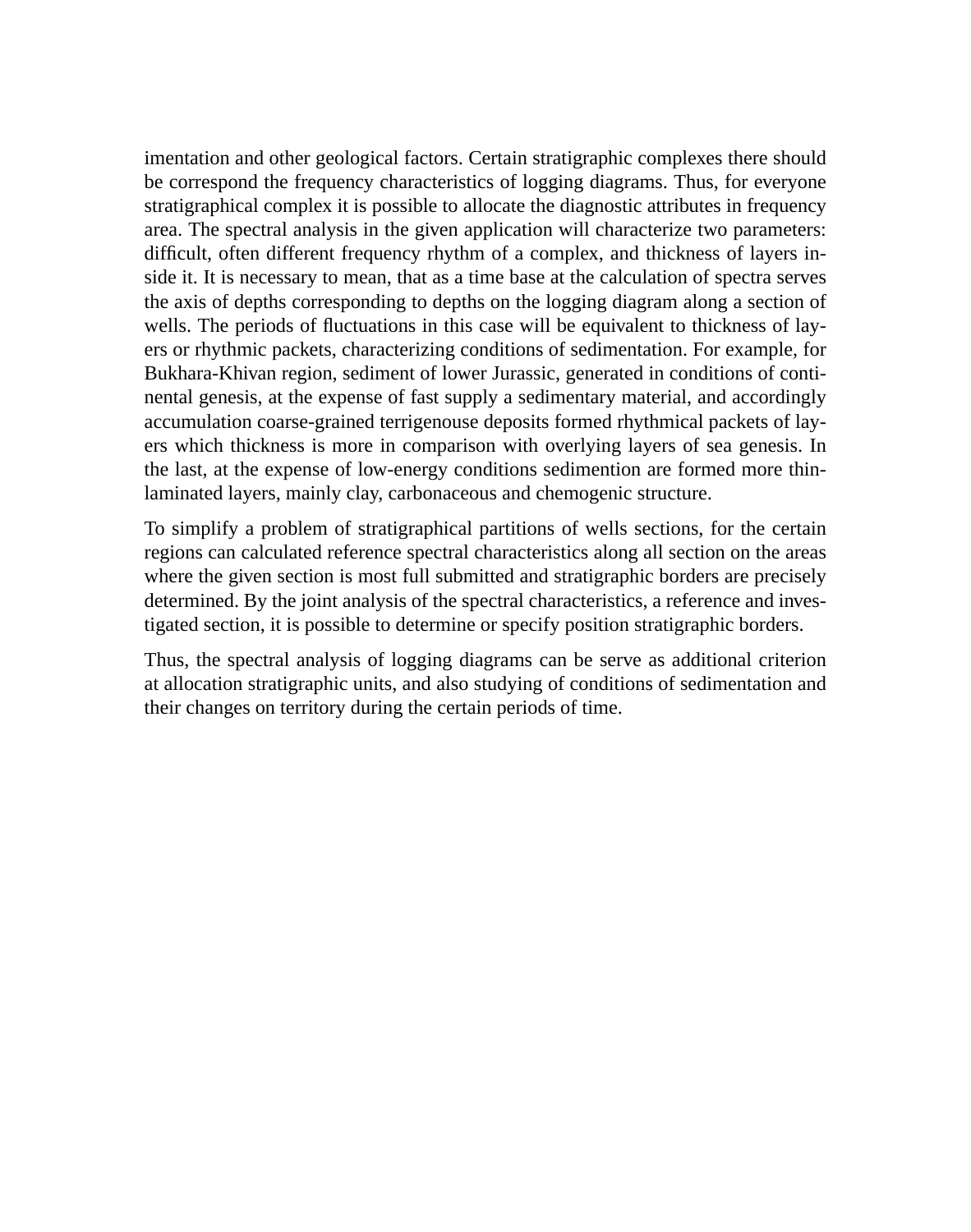imentation and other geological factors. Certain stratigraphic complexes there should be correspond the frequency characteristics of logging diagrams. Thus, for everyone stratigraphical complex it is possible to allocate the diagnostic attributes in frequency area. The spectral analysis in the given application will characterize two parameters: difficult, often different frequency rhythm of a complex, and thickness of layers inside it. It is necessary to mean, that as a time base at the calculation of spectra serves the axis of depths corresponding to depths on the logging diagram along a section of wells. The periods of fluctuations in this case will be equivalent to thickness of layers or rhythmic packets, characterizing conditions of sedimentation. For example, for Bukhara-Khivan region, sediment of lower Jurassic, generated in conditions of continental genesis, at the expense of fast supply a sedimentary material, and accordingly accumulation coarse-grained terrigenouse deposits formed rhythmical packets of layers which thickness is more in comparison with overlying layers of sea genesis. In the last, at the expense of low-energy conditions sedimention are formed more thin-laminated layers, mainly clay, carbonaceous and chemogenic structure.

To simplify a problem of stratigraphical partitions of wells sections, for the certain regions can calculated reference spectral characteristics along all section on the areas where the given section is most full submitted and stratigraphic borders are precisely determined. By the joint analysis of the spectral characteristics, a reference and investigated section, it is possible to determine or specify position stratigraphic borders.

Thus, the spectral analysis of logging diagrams can be serve as additional criterion at allocation stratigraphic units, and also studying of conditions of sedimentation and their changes on territory during the certain periods of time.